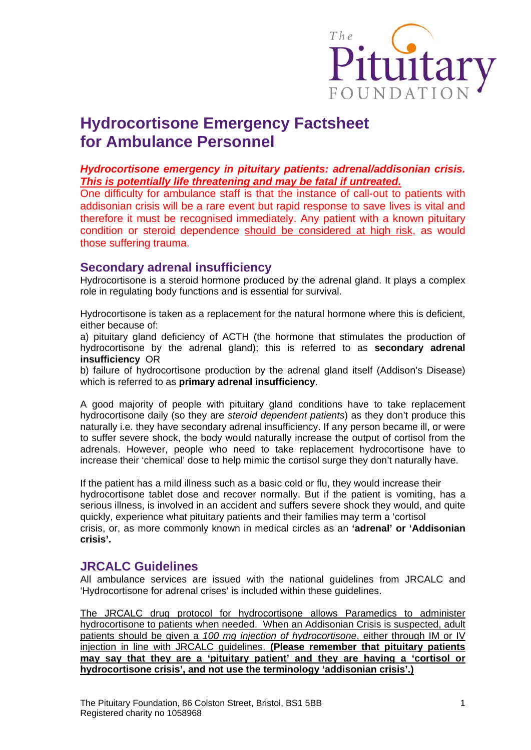# Hydrocortisone Emergency Factsheet for Ambulance Personnel

***Hydrocortisone emergency in pitutary patients: adrenal/addisonian crisis. This is potentially life threatening and may be fatal if untreated.***

One difficulty for ambulance staff is that the instance of call-out to patients with addisonian crisis will be a rare event but rapid response to save lives is vital and therefore it must be recognised immediately. Any patient with a known pituitary condition or steroid dependence should be considered at high risk, as would those suffering trauma.

## Secondary adrenal insufficiency

Hydrocortisone is a steroid hormone produced by the adrenal gland. It plays a complex role in regulating body functions and is essential for survival.

Hydrocortisone is taken as a replacement for the natural hormone where this is deficient, either because of:

a) pituitary gland deficiency of ACTH (the hormone that stimulates the production of hydrocortisone by the adrenal gland); this is referred to as **secondary adrenal insufficiency** OR

b) failure of hydrocortisone production by the adrenal gland itself (Addison's Disease) which is referred to as **primary adrenal insufficiency**.

A good majority of people with pituitary gland conditions have to take replacement hydrocortisone daily (so they are *steroid dependent patients*) as they don't produce this naturally i.e. they have secondary adrenal insufficiency. If any person became ill, or were to suffer severe shock, the body would naturally increase the output of cortisol from the adrenals. However, people who need to take replacement hydrocortisone have to increase their 'chemical' dose to help mimic the cortisol surge they don't naturally have.

If the patient has a mild illness such as a basic cold or flu, they would increase their hydrocortisone tablet dose and recover normally. But if the patient is vomiting, has a serious illness, is involved in an accident and suffers severe shock they would, and quite quickly, experience what pituitary patients and their families may term a 'cortisol crisis, or, as more commonly known in medical circles as an **'adrenal' or 'Addisonian crisis'.**

## JRCALC Guidelines

All ambulance services are issued with the national guidelines from JRCALC and 'Hydrocortisone for adrenal crises' is included within these guidelines.

The JRCALC drug protocol for hydrocortisone allows Paramedics to administer hydrocortisone to patients when needed. When an Addisonian Crisis is suspected, adult patients should be given a *100 mg injection of hydrocortisone*, either through IM or IV injection in line with JRCALC guidelines. **(Please remember that pituitary patients may say that they are a 'pituitary patient' and they are having a 'cortisol or hydrocortisone crisis', and not use the terminology 'addisonian crisis'.)**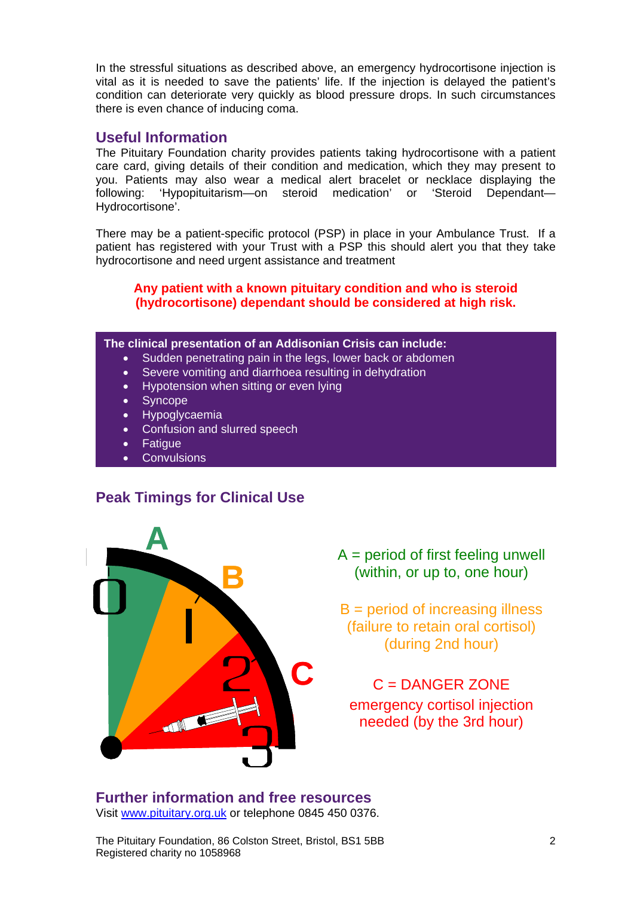In the stressful situations as described above, an emergency hydrocortisone injection is vital as it is needed to save the patients' life. If the injection is delayed the patient's condition can deteriorate very quickly as blood pressure drops. In such circumstances there is even chance of inducing coma.

## Useful Information

The Pituitary Foundation charity provides patients taking hydrocortisone with a patient care card, giving details of their condition and medication, which they may present to you. Patients may also wear a medical alert bracelet or necklace displaying the following: 'Hypopituitarism—on steroid medication' or 'Steroid Dependant—Hydrocortisone'.

There may be a patient-specific protocol (PSP) in place in your Ambulance Trust. If a patient has registered with your Trust with a PSP this should alert you that they take hydrocortisone and need urgent assistance and treatment

**Any patient with a known pituitary condition and who is steroid (hydrocortisone) dependant should be considered at high risk.**

**The clinical presentation of an Addisonian Crisis can include:**

- Sudden penetrating pain in the legs, lower back or abdomen
- Severe vomiting and diarrhoea resulting in dehydration
- Hypotension when sitting or even lying
- Syncope
- Hypoglycaemia
- Confusion and slurred speech
- Fatigue
- Convulsions

## Peak Timings for Clinical Use

A
B
C
0
1
2
3

A = period of first feeling unwell (within, or up to, one hour)

B = period of increasing illness (failure to retain oral cortisol) (during 2nd hour)

C = DANGER ZONE emergency cortisol injection needed (by the 3rd hour)

## Further information and free resources

Visit www.pituitary.org.uk or telephone 0845 450 0376.

The Pituitary Foundation, 86 Colston Street, Bristol, BS1 5BB
Registered charity no 1058968